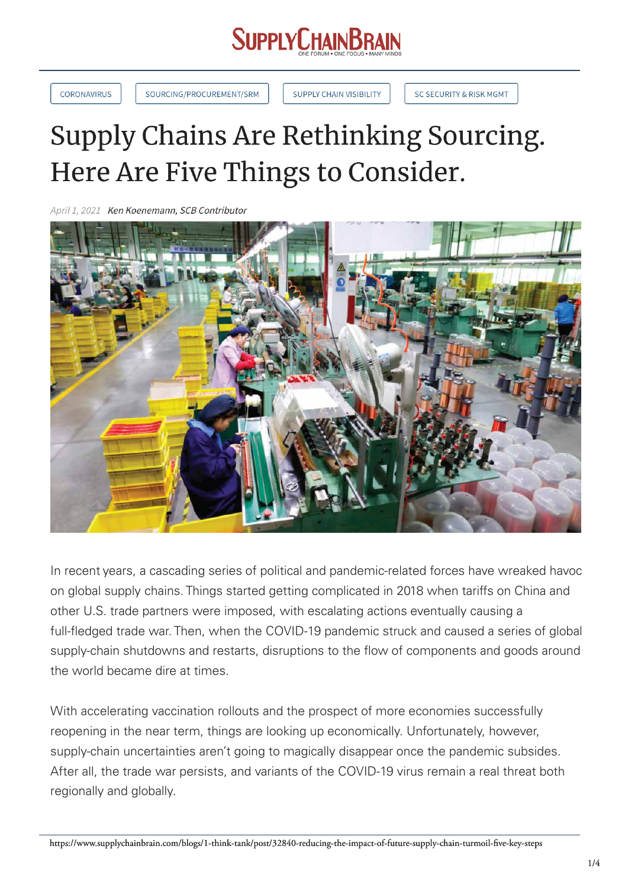SUPPLYCHAINBRAIN
ONE FORUM • ONE FOCUS • MANY MINDS

CORONAVIRUS | SOURCING/PROCUREMENT/SRM | SUPPLY CHAIN VISIBILITY | SC SECURITY & RISK MGMT

# Supply Chains Are Rethinking Sourcing. Here Are Five Things to Consider.

*April 1, 2021* *Ken Koenemann, SCB Contributor*

In recent years, a cascading series of political and pandemic-related forces have wreaked havoc on global supply chains. Things started getting complicated in 2018 when tariffs on China and other U.S. trade partners were imposed, with escalating actions eventually causing a full-fledged trade war. Then, when the COVID-19 pandemic struck and caused a series of global supply-chain shutdowns and restarts, disruptions to the flow of components and goods around the world became dire at times.

With accelerating vaccination rollouts and the prospect of more economies successfully reopening in the near term, things are looking up economically. Unfortunately, however, supply-chain uncertainties aren't going to magically disappear once the pandemic subsides. After all, the trade war persists, and variants of the COVID-19 virus remain a real threat both regionally and globally.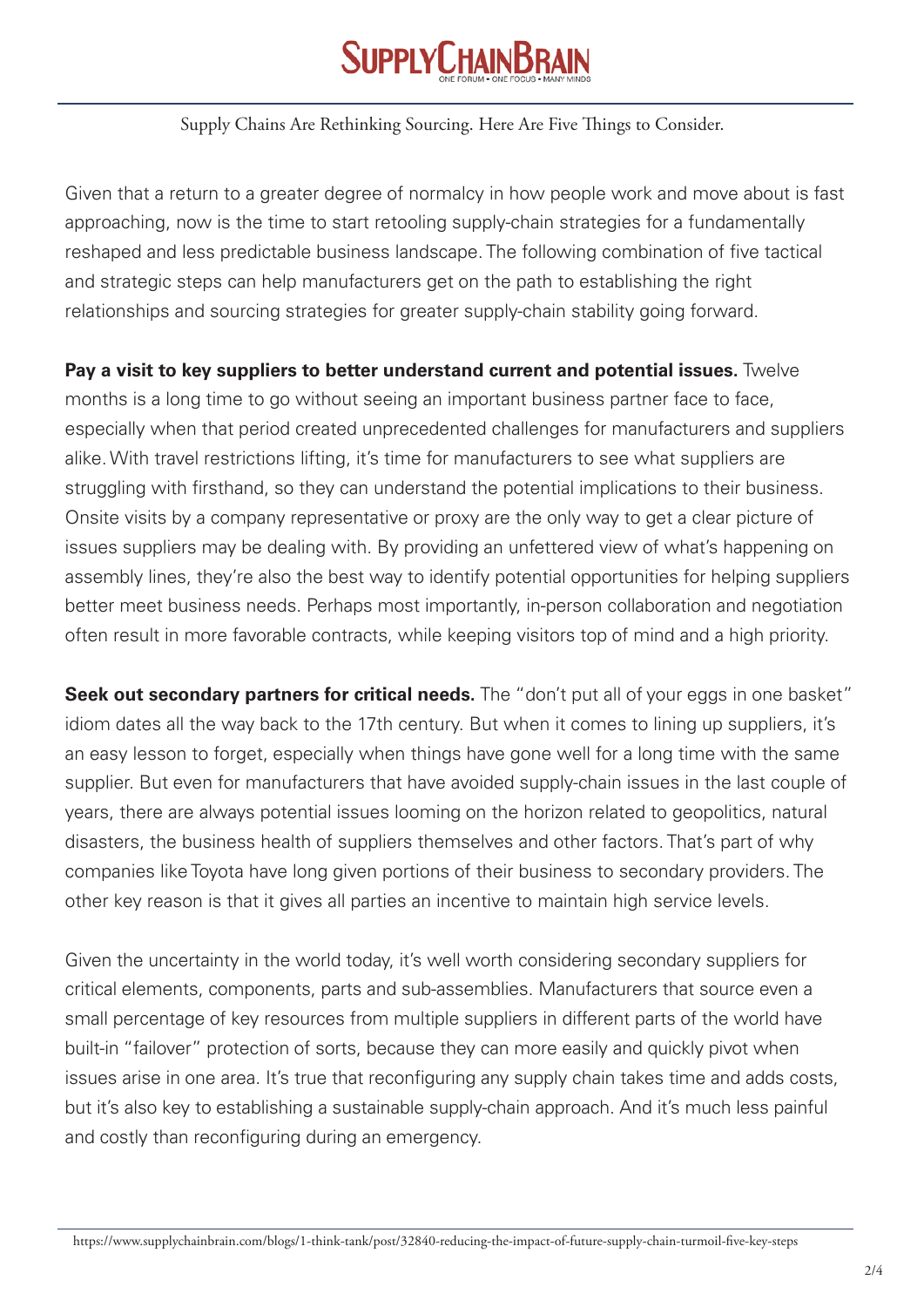Given that a return to a greater degree of normalcy in how people work and move about is fast approaching, now is the time to start retooling supply-chain strategies for a fundamentally reshaped and less predictable business landscape. The following combination of five tactical and strategic steps can help manufacturers get on the path to establishing the right relationships and sourcing strategies for greater supply-chain stability going forward.

**Pay a visit to key suppliers to better understand current and potential issues.** Twelve months is a long time to go without seeing an important business partner face to face, especially when that period created unprecedented challenges for manufacturers and suppliers alike. With travel restrictions lifting, it's time for manufacturers to see what suppliers are struggling with firsthand, so they can understand the potential implications to their business. Onsite visits by a company representative or proxy are the only way to get a clear picture of issues suppliers may be dealing with. By providing an unfettered view of what's happening on assembly lines, they're also the best way to identify potential opportunities for helping suppliers better meet business needs. Perhaps most importantly, in-person collaboration and negotiation often result in more favorable contracts, while keeping visitors top of mind and a high priority.

**Seek out secondary partners for critical needs.** The "don't put all of your eggs in one basket" idiom dates all the way back to the 17th century. But when it comes to lining up suppliers, it's an easy lesson to forget, especially when things have gone well for a long time with the same supplier. But even for manufacturers that have avoided supply-chain issues in the last couple of years, there are always potential issues looming on the horizon related to geopolitics, natural disasters, the business health of suppliers themselves and other factors. That's part of why companies like Toyota have long given portions of their business to secondary providers. The other key reason is that it gives all parties an incentive to maintain high service levels.

Given the uncertainty in the world today, it's well worth considering secondary suppliers for critical elements, components, parts and sub-assemblies. Manufacturers that source even a small percentage of key resources from multiple suppliers in different parts of the world have built-in "failover" protection of sorts, because they can more easily and quickly pivot when issues arise in one area. It's true that reconfiguring any supply chain takes time and adds costs, but it's also key to establishing a sustainable supply-chain approach. And it's much less painful and costly than reconfiguring during an emergency.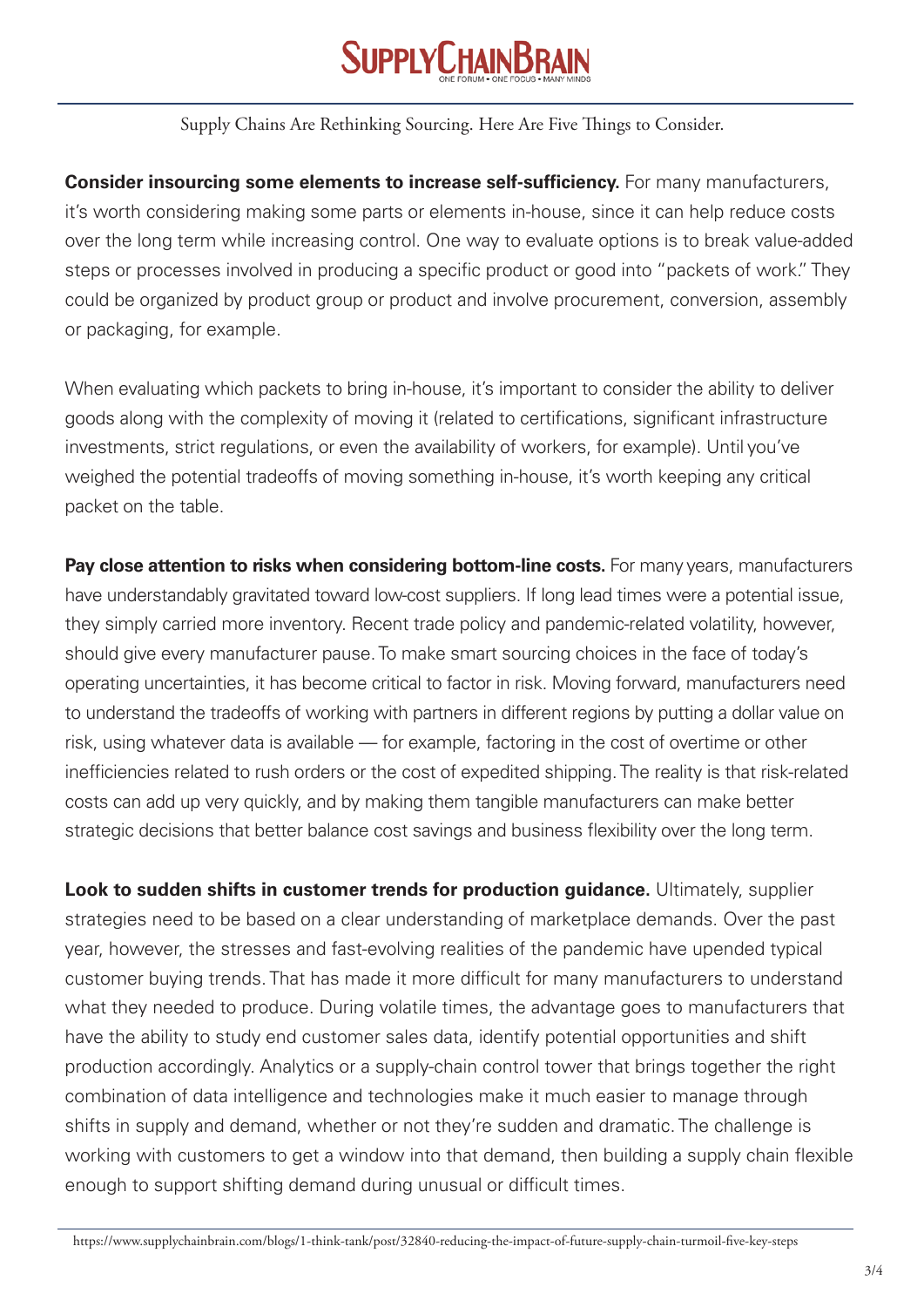**Consider insourcing some elements to increase self-sufficiency.** For many manufacturers, it's worth considering making some parts or elements in-house, since it can help reduce costs over the long term while increasing control. One way to evaluate options is to break value-added steps or processes involved in producing a specific product or good into "packets of work." They could be organized by product group or product and involve procurement, conversion, assembly or packaging, for example.

When evaluating which packets to bring in-house, it's important to consider the ability to deliver goods along with the complexity of moving it (related to certifications, significant infrastructure investments, strict regulations, or even the availability of workers, for example). Until you've weighed the potential tradeoffs of moving something in-house, it's worth keeping any critical packet on the table.

**Pay close attention to risks when considering bottom-line costs.** For many years, manufacturers have understandably gravitated toward low-cost suppliers. If long lead times were a potential issue, they simply carried more inventory. Recent trade policy and pandemic-related volatility, however, should give every manufacturer pause. To make smart sourcing choices in the face of today's operating uncertainties, it has become critical to factor in risk. Moving forward, manufacturers need to understand the tradeoffs of working with partners in different regions by putting a dollar value on risk, using whatever data is available — for example, factoring in the cost of overtime or other inefficiencies related to rush orders or the cost of expedited shipping. The reality is that risk-related costs can add up very quickly, and by making them tangible manufacturers can make better strategic decisions that better balance cost savings and business flexibility over the long term.

**Look to sudden shifts in customer trends for production guidance.** Ultimately, supplier strategies need to be based on a clear understanding of marketplace demands. Over the past year, however, the stresses and fast-evolving realities of the pandemic have upended typical customer buying trends. That has made it more difficult for many manufacturers to understand what they needed to produce. During volatile times, the advantage goes to manufacturers that have the ability to study end customer sales data, identify potential opportunities and shift production accordingly. Analytics or a supply-chain control tower that brings together the right combination of data intelligence and technologies make it much easier to manage through shifts in supply and demand, whether or not they're sudden and dramatic. The challenge is working with customers to get a window into that demand, then building a supply chain flexible enough to support shifting demand during unusual or difficult times.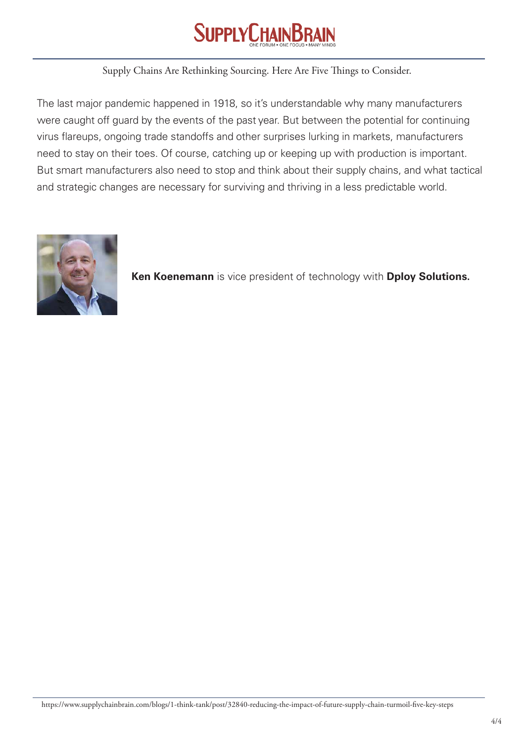The last major pandemic happened in 1918, so it's understandable why many manufacturers were caught off guard by the events of the past year. But between the potential for continuing virus flareups, ongoing trade standoffs and other surprises lurking in markets, manufacturers need to stay on their toes. Of course, catching up or keeping up with production is important. But smart manufacturers also need to stop and think about their supply chains, and what tactical and strategic changes are necessary for surviving and thriving in a less predictable world.

**Ken Koenemann** is vice president of technology with **Dploy Solutions.**